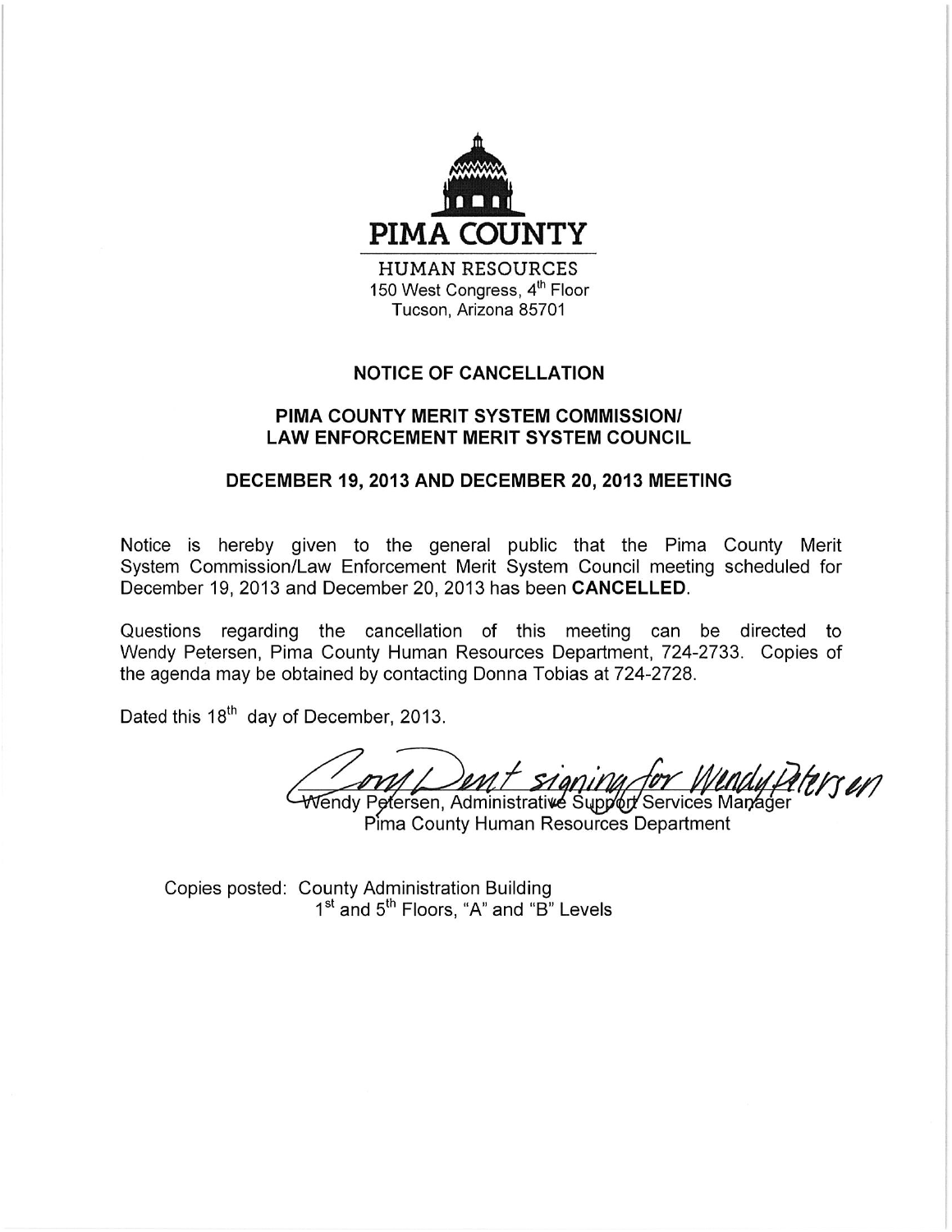**PIMA COUNTY**

HUMAN RESOURCES
150 West Congress, 4th Floor
Tucson, Arizona 85701

## NOTICE OF CANCELLATION

### PIMA COUNTY MERIT SYSTEM COMMISSION/ LAW ENFORCEMENT MERIT SYSTEM COUNCIL

### DECEMBER 19, 2013 AND DECEMBER 20, 2013 MEETING

Notice is hereby given to the general public that the Pima County Merit System Commission/Law Enforcement Merit System Council meeting scheduled for December 19, 2013 and December 20, 2013 has been **CANCELLED**.

Questions regarding the cancellation of this meeting can be directed to Wendy Petersen, Pima County Human Resources Department, 724-2733. Copies of the agenda may be obtained by contacting Donna Tobias at 724-2728.

Dated this 18th day of December, 2013.

*Cory Dent signing for Wendy Petersen*

Wendy Petersen, Administrative Support Services Manager
Pima County Human Resources Department

Copies posted: County Administration Building
1st and 5th Floors, "A" and "B" Levels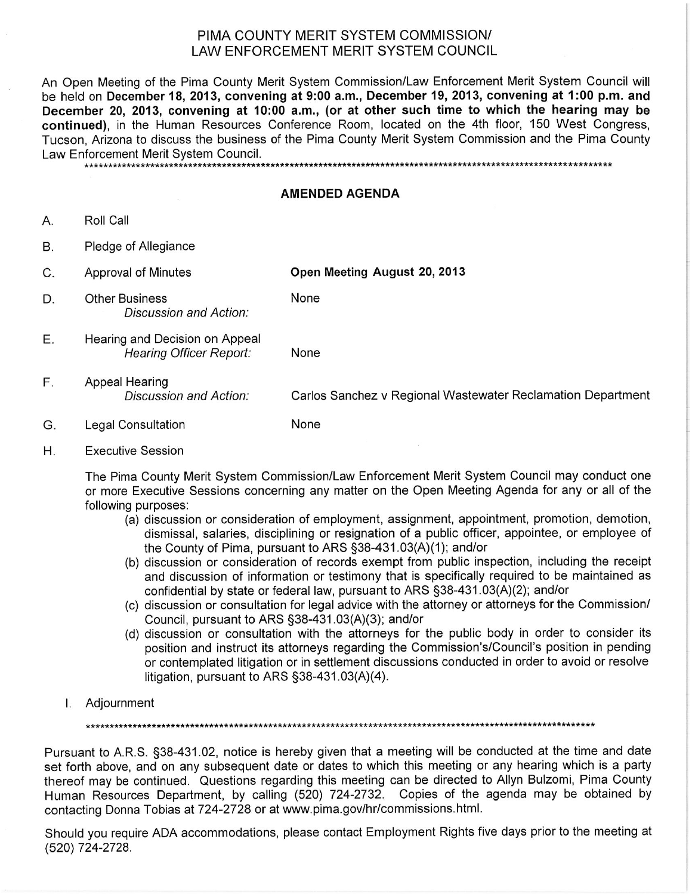# PIMA COUNTY MERIT SYSTEM COMMISSION/ LAW ENFORCEMENT MERIT SYSTEM COUNCIL

An Open Meeting of the Pima County Merit System Commission/Law Enforcement Merit System Council will be held on **December 18, 2013, convening at 9:00 a.m., December 19, 2013, convening at 1:00 p.m. and December 20, 2013, convening at 10:00 a.m., (or at other such time to which the hearing may be continued)**, in the Human Resources Conference Room, located on the 4th floor, 150 West Congress, Tucson, Arizona to discuss the business of the Pima County Merit System Commission and the Pima County Law Enforcement Merit System Council.

\*\*\*\*\*\*\*\*\*\*\*\*\*\*\*\*\*\*\*\*\*\*\*\*\*\*\*\*\*\*\*\*\*\*\*\*\*\*\*\*\*\*\*\*\*\*\*\*\*\*\*\*\*\*\*\*\*\*\*\*\*\*\*\*\*\*\*\*\*\*\*\*\*\*\*\*\*\*\*\*\*\*\*\*\*\*\*\*\*\*\*\*\*\*\*\*\*\*\*\*\*\*\*\*\*\*\*\*

## AMENDED AGENDA

A. Roll Call

B. Pledge of Allegiance

C. Approval of Minutes — **Open Meeting August 20, 2013**

D. Other Business
*Discussion and Action:* None

E. Hearing and Decision on Appeal
*Hearing Officer Report:* None

F. Appeal Hearing
*Discussion and Action:* Carlos Sanchez v Regional Wastewater Reclamation Department

G. Legal Consultation — None

H. Executive Session

The Pima County Merit System Commission/Law Enforcement Merit System Council may conduct one or more Executive Sessions concerning any matter on the Open Meeting Agenda for any or all of the following purposes:

(a) discussion or consideration of employment, assignment, appointment, promotion, demotion, dismissal, salaries, disciplining or resignation of a public officer, appointee, or employee of the County of Pima, pursuant to ARS §38-431.03(A)(1); and/or

(b) discussion or consideration of records exempt from public inspection, including the receipt and discussion of information or testimony that is specifically required to be maintained as confidential by state or federal law, pursuant to ARS §38-431.03(A)(2); and/or

(c) discussion or consultation for legal advice with the attorney or attorneys for the Commission/ Council, pursuant to ARS §38-431.03(A)(3); and/or

(d) discussion or consultation with the attorneys for the public body in order to consider its position and instruct its attorneys regarding the Commission's/Council's position in pending or contemplated litigation or in settlement discussions conducted in order to avoid or resolve litigation, pursuant to ARS §38-431.03(A)(4).

I. Adjournment

\*\*\*\*\*\*\*\*\*\*\*\*\*\*\*\*\*\*\*\*\*\*\*\*\*\*\*\*\*\*\*\*\*\*\*\*\*\*\*\*\*\*\*\*\*\*\*\*\*\*\*\*\*\*\*\*\*\*\*\*\*\*\*\*\*\*\*\*\*\*\*\*\*\*\*\*\*\*\*\*\*\*\*\*\*\*\*\*\*\*\*\*\*\*\*\*\*\*\*\*\*\*\*

Pursuant to A.R.S. §38-431.02, notice is hereby given that a meeting will be conducted at the time and date set forth above, and on any subsequent date or dates to which this meeting or any hearing which is a party thereof may be continued. Questions regarding this meeting can be directed to Allyn Bulzomi, Pima County Human Resources Department, by calling (520) 724-2732. Copies of the agenda may be obtained by contacting Donna Tobias at 724-2728 or at www.pima.gov/hr/commissions.html.

Should you require ADA accommodations, please contact Employment Rights five days prior to the meeting at (520) 724-2728.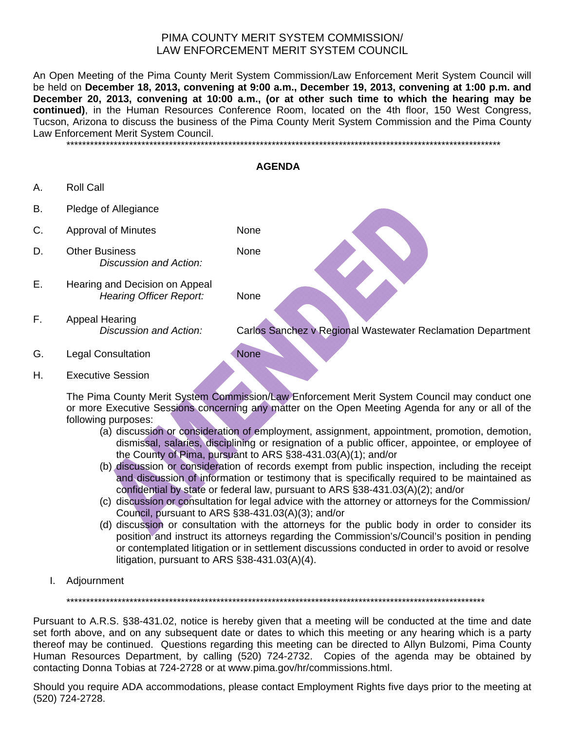# PIMA COUNTY MERIT SYSTEM COMMISSION/ LAW ENFORCEMENT MERIT SYSTEM COUNCIL

An Open Meeting of the Pima County Merit System Commission/Law Enforcement Merit System Council will be held on **December 18, 2013, convening at 9:00 a.m., December 19, 2013, convening at 1:00 p.m. and December 20, 2013, convening at 10:00 a.m., (or at other such time to which the hearing may be continued)**, in the Human Resources Conference Room, located on the 4th floor, 150 West Congress, Tucson, Arizona to discuss the business of the Pima County Merit System Commission and the Pima County Law Enforcement Merit System Council.

******************************************************************************************************************

## AGENDA

A. Roll Call

B. Pledge of Allegiance

C. Approval of Minutes — None

D. Other Business — None
*Discussion and Action:*

E. Hearing and Decision on Appeal
*Hearing Officer Report:* — None

F. Appeal Hearing
*Discussion and Action:* — Carlos Sanchez v Regional Wastewater Reclamation Department

G. Legal Consultation — None

H. Executive Session

The Pima County Merit System Commission/Law Enforcement Merit System Council may conduct one or more Executive Sessions concerning any matter on the Open Meeting Agenda for any or all of the following purposes:

(a) discussion or consideration of employment, assignment, appointment, promotion, demotion, dismissal, salaries, disciplining or resignation of a public officer, appointee, or employee of the County of Pima, pursuant to ARS §38-431.03(A)(1); and/or
(b) discussion or consideration of records exempt from public inspection, including the receipt and discussion of information or testimony that is specifically required to be maintained as confidential by state or federal law, pursuant to ARS §38-431.03(A)(2); and/or
(c) discussion or consultation for legal advice with the attorney or attorneys for the Commission/Council, pursuant to ARS §38-431.03(A)(3); and/or
(d) discussion or consultation with the attorneys for the public body in order to consider its position and instruct its attorneys regarding the Commission's/Council's position in pending or contemplated litigation or in settlement discussions conducted in order to avoid or resolve litigation, pursuant to ARS §38-431.03(A)(4).

I. Adjournment

******************************************************************************************************************

Pursuant to A.R.S. §38-431.02, notice is hereby given that a meeting will be conducted at the time and date set forth above, and on any subsequent date or dates to which this meeting or any hearing which is a party thereof may be continued. Questions regarding this meeting can be directed to Allyn Bulzomi, Pima County Human Resources Department, by calling (520) 724-2732. Copies of the agenda may be obtained by contacting Donna Tobias at 724-2728 or at www.pima.gov/hr/commissions.html.

Should you require ADA accommodations, please contact Employment Rights five days prior to the meeting at (520) 724-2728.

AMENDED